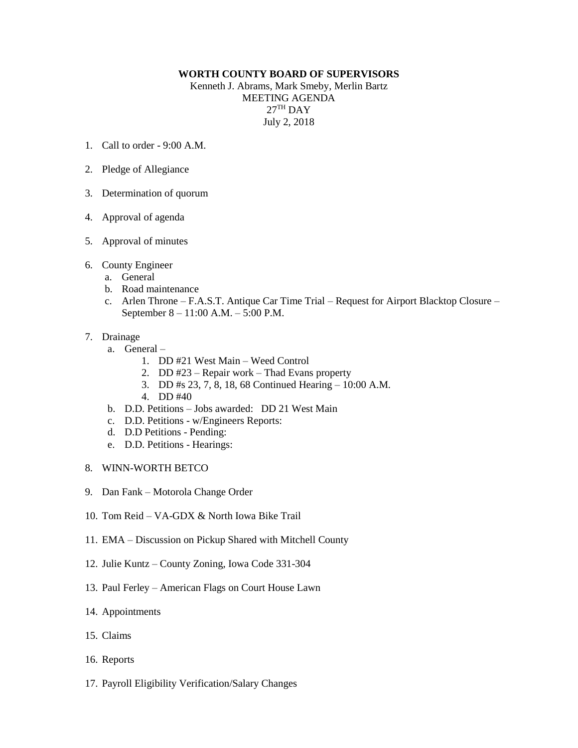**WORTH COUNTY BOARD OF SUPERVISORS**

Kenneth J. Abrams, Mark Smeby, Merlin Bartz

MEETING AGENDA

27TH DAY

July 2, 2018

1. Call to order - 9:00 A.M.

2. Pledge of Allegiance

3. Determination of quorum

4. Approval of agenda

5. Approval of minutes

6. County Engineer
   a. General
   b. Road maintenance
   c. Arlen Throne – F.A.S.T. Antique Car Time Trial – Request for Airport Blacktop Closure – September 8 – 11:00 A.M. – 5:00 P.M.

7. Drainage
   a. General –
      1. DD #21 West Main – Weed Control
      2. DD #23 – Repair work – Thad Evans property
      3. DD #s 23, 7, 8, 18, 68 Continued Hearing – 10:00 A.M.
      4. DD #40
   b. D.D. Petitions – Jobs awarded: DD 21 West Main
   c. D.D. Petitions - w/Engineers Reports:
   d. D.D Petitions - Pending:
   e. D.D. Petitions - Hearings:

8. WINN-WORTH BETCO

9. Dan Fank – Motorola Change Order

10. Tom Reid – VA-GDX & North Iowa Bike Trail

11. EMA – Discussion on Pickup Shared with Mitchell County

12. Julie Kuntz – County Zoning, Iowa Code 331-304

13. Paul Ferley – American Flags on Court House Lawn

14. Appointments

15. Claims

16. Reports

17. Payroll Eligibility Verification/Salary Changes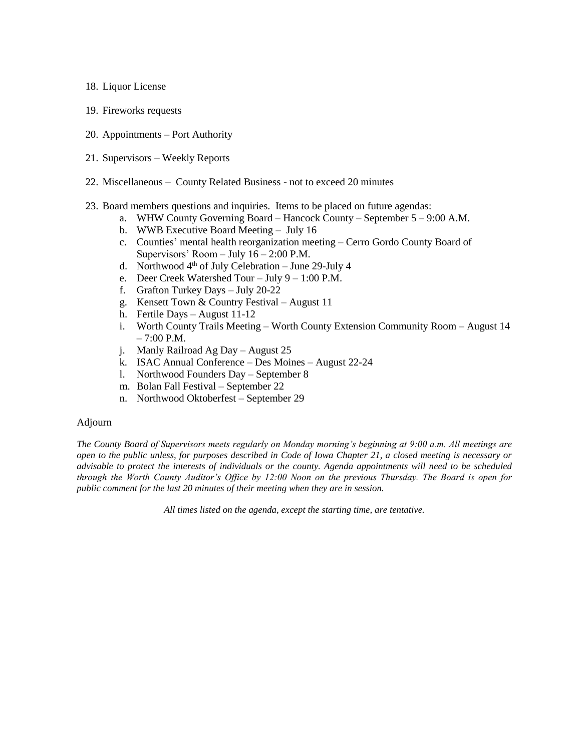18. Liquor License

19. Fireworks requests

20. Appointments – Port Authority

21. Supervisors – Weekly Reports

22. Miscellaneous – County Related Business - not to exceed 20 minutes

23. Board members questions and inquiries. Items to be placed on future agendas:
    a. WHW County Governing Board – Hancock County – September 5 – 9:00 A.M.
    b. WWB Executive Board Meeting – July 16
    c. Counties' mental health reorganization meeting – Cerro Gordo County Board of Supervisors' Room – July 16 – 2:00 P.M.
    d. Northwood 4th of July Celebration – June 29-July 4
    e. Deer Creek Watershed Tour – July 9 – 1:00 P.M.
    f. Grafton Turkey Days – July 20-22
    g. Kensett Town & Country Festival – August 11
    h. Fertile Days – August 11-12
    i. Worth County Trails Meeting – Worth County Extension Community Room – August 14 – 7:00 P.M.
    j. Manly Railroad Ag Day – August 25
    k. ISAC Annual Conference – Des Moines – August 22-24
    l. Northwood Founders Day – September 8
    m. Bolan Fall Festival – September 22
    n. Northwood Oktoberfest – September 29

Adjourn

*The County Board of Supervisors meets regularly on Monday morning's beginning at 9:00 a.m. All meetings are open to the public unless, for purposes described in Code of Iowa Chapter 21, a closed meeting is necessary or advisable to protect the interests of individuals or the county. Agenda appointments will need to be scheduled through the Worth County Auditor's Office by 12:00 Noon on the previous Thursday. The Board is open for public comment for the last 20 minutes of their meeting when they are in session.*

*All times listed on the agenda, except the starting time, are tentative.*